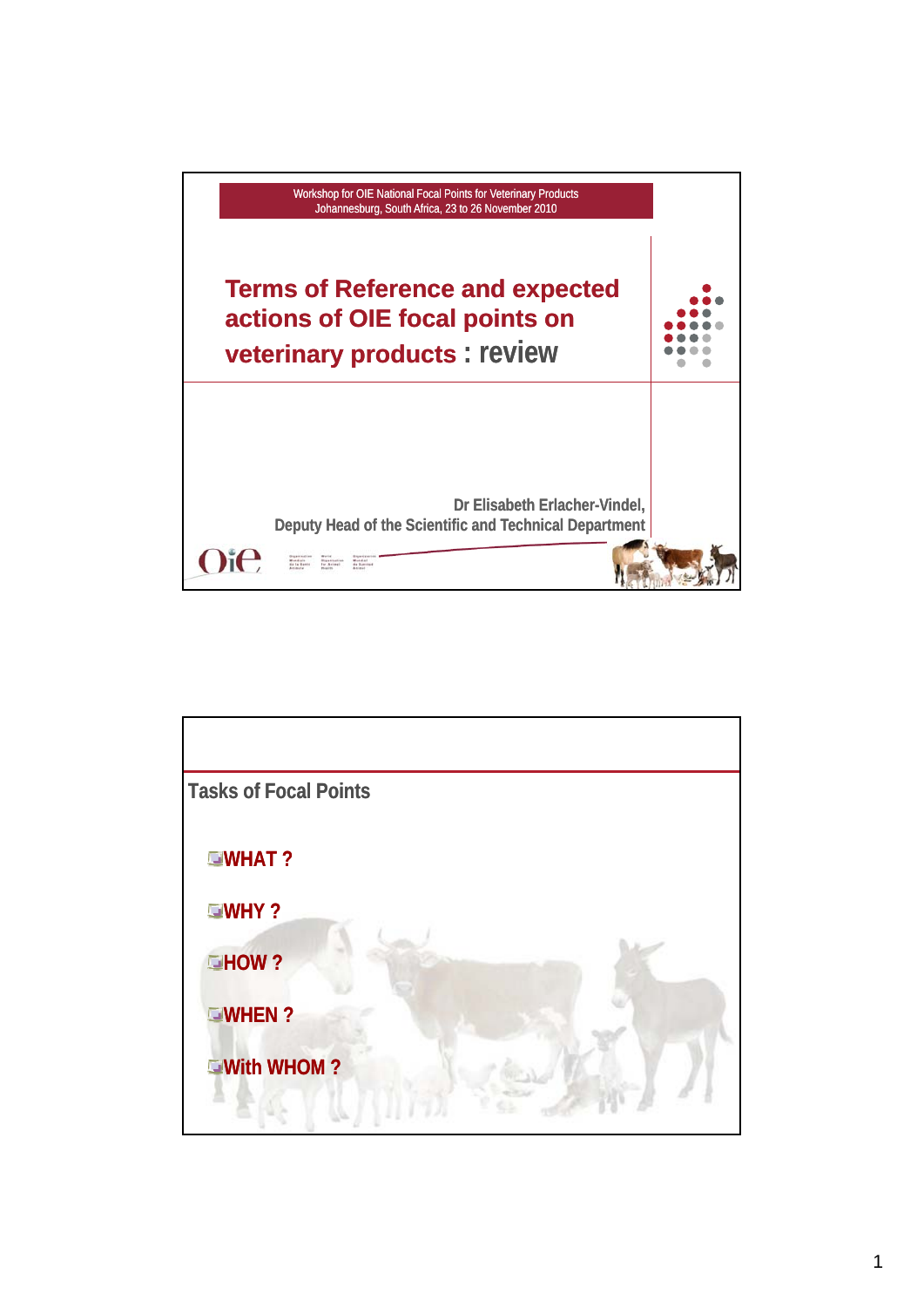Workshop for OIE National Focal Points for Veterinary Products
Johannesburg, South Africa, 23 to 26 November 2010

# Terms of Reference and expected actions of OIE focal points on veterinary products : review

Dr Elisabeth Erlacher-Vindel,
Deputy Head of the Scientific and Technical Department

## Tasks of Focal Points

- WHAT ?
- WHY ?
- HOW ?
- WHEN ?
- With WHOM ?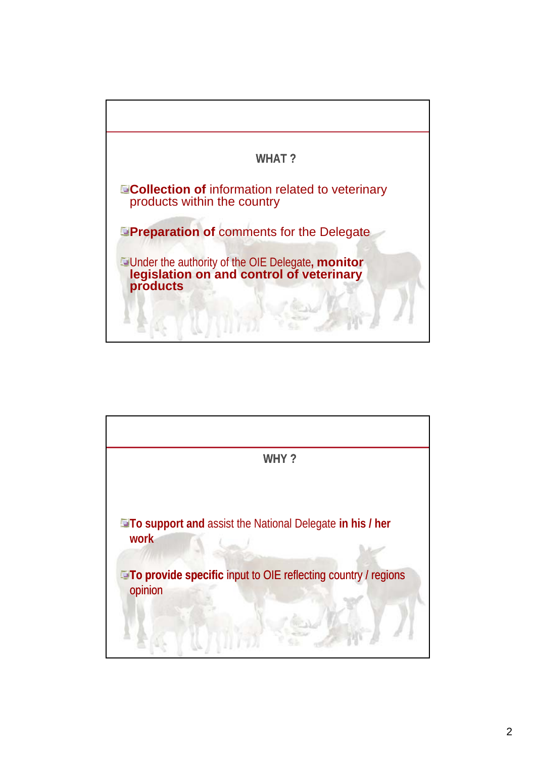## WHAT ?

- **Collection of** information related to veterinary products within the country
- **Preparation of** comments for the Delegate
- Under the authority of the OIE Delegate**, monitor legislation on and control of veterinary products**

## WHY ?

- **To support and** assist the National Delegate **in his / her work**
- **To provide specific** input to OIE reflecting country / regions opinion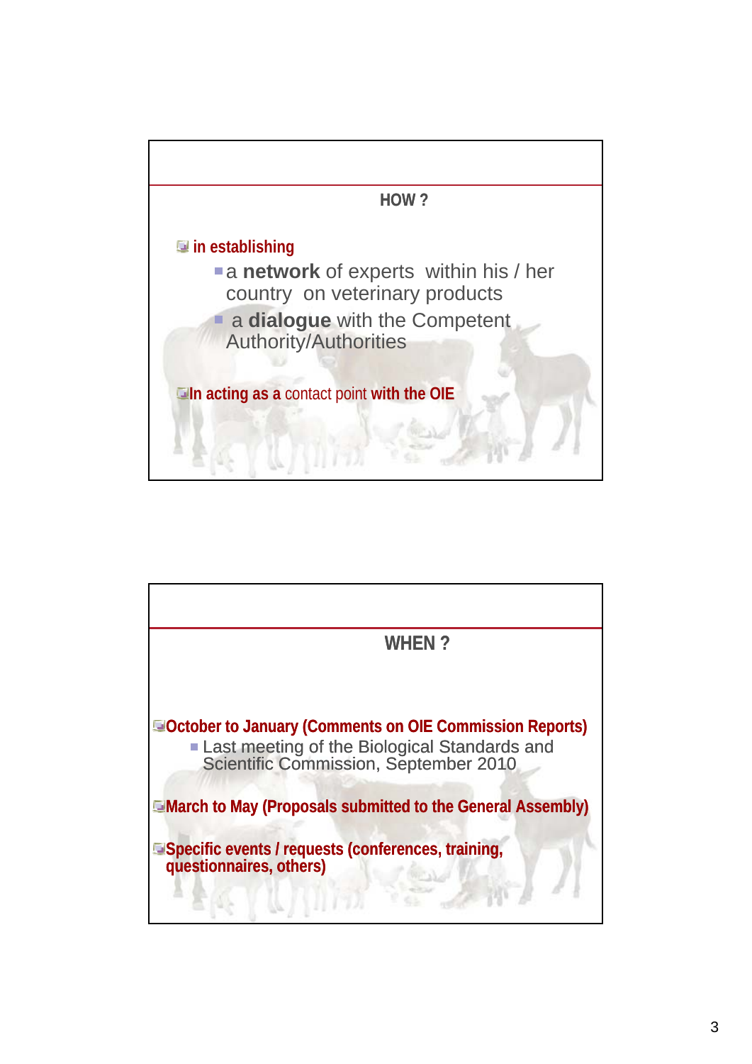## HOW ?

- in establishing
  - a **network** of experts within his / her country on veterinary products
  - a **dialogue** with the Competent Authority/Authorities
- In acting as a contact point with the OIE

## WHEN ?

- October to January (Comments on OIE Commission Reports)
  - Last meeting of the Biological Standards and Scientific Commission, September 2010
- March to May (Proposals submitted to the General Assembly)
- Specific events / requests (conferences, training, questionnaires, others)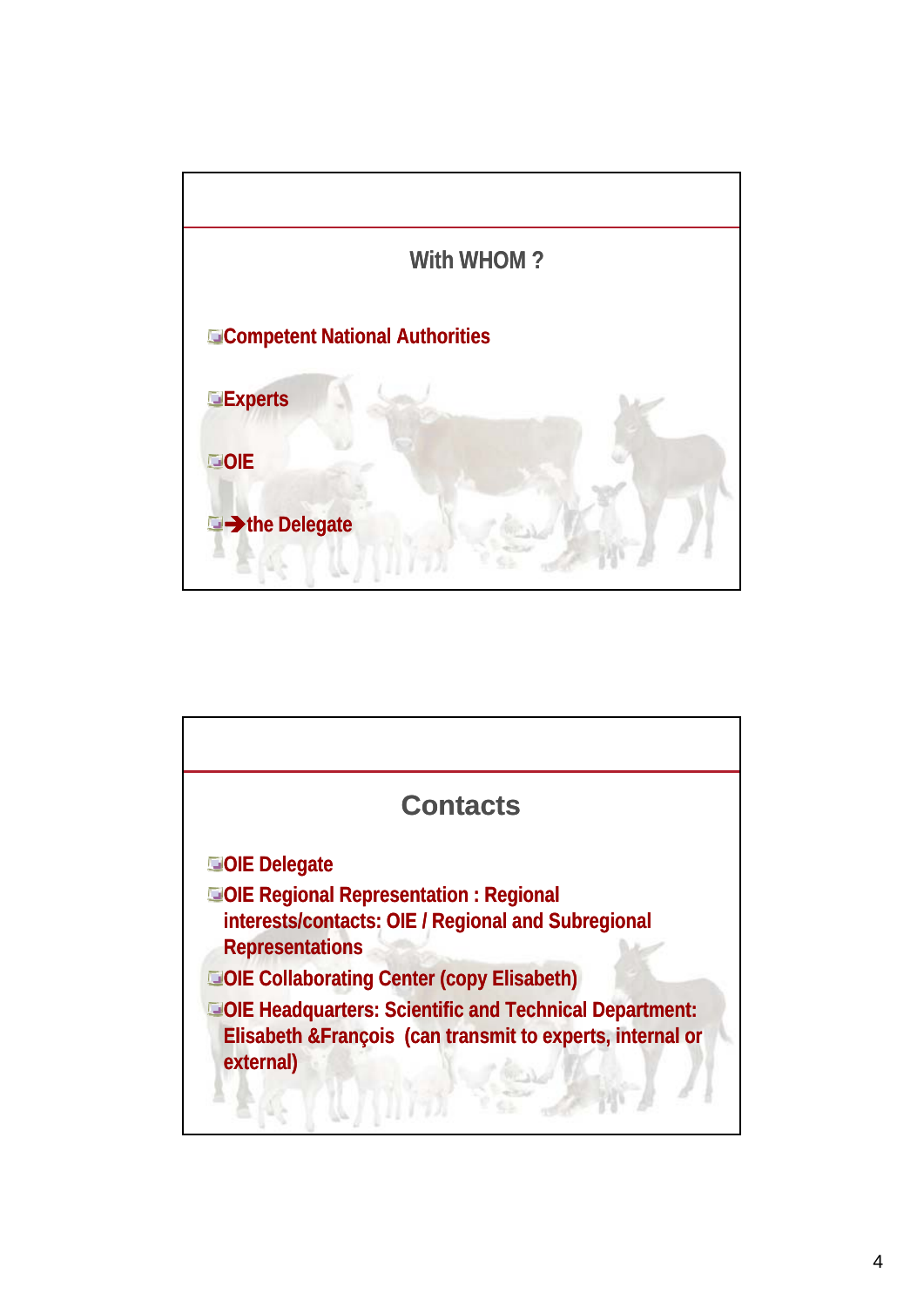## With WHOM ?

- Competent National Authorities
- Experts
- OIE
- ➔the Delegate

## Contacts

- OIE Delegate
- OIE Regional Representation : Regional interests/contacts: OIE / Regional and Subregional Representations
- OIE Collaborating Center (copy Elisabeth)
- OIE Headquarters: Scientific and Technical Department: Elisabeth &François (can transmit to experts, internal or external)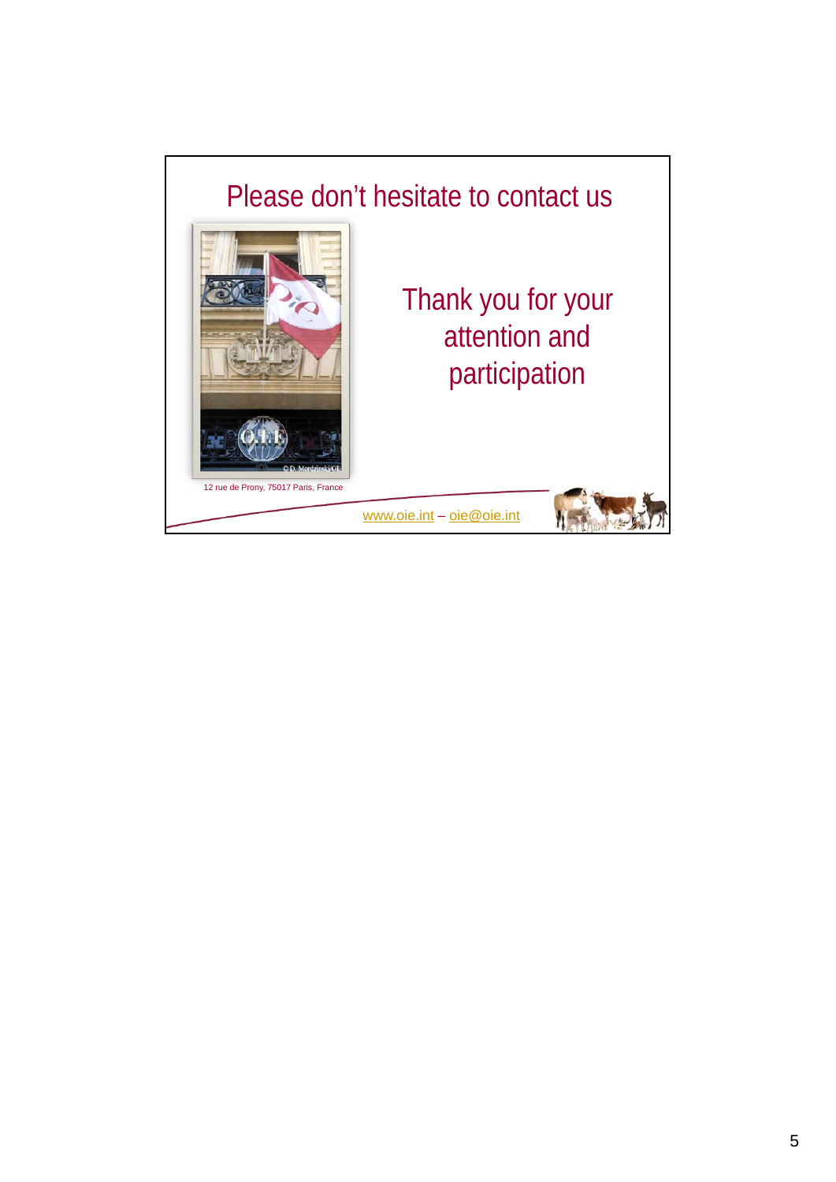# Please don't hesitate to contact us

Thank you for your attention and participation

12 rue de Prony, 75017 Paris, France

www.oie.int – oie@oie.int